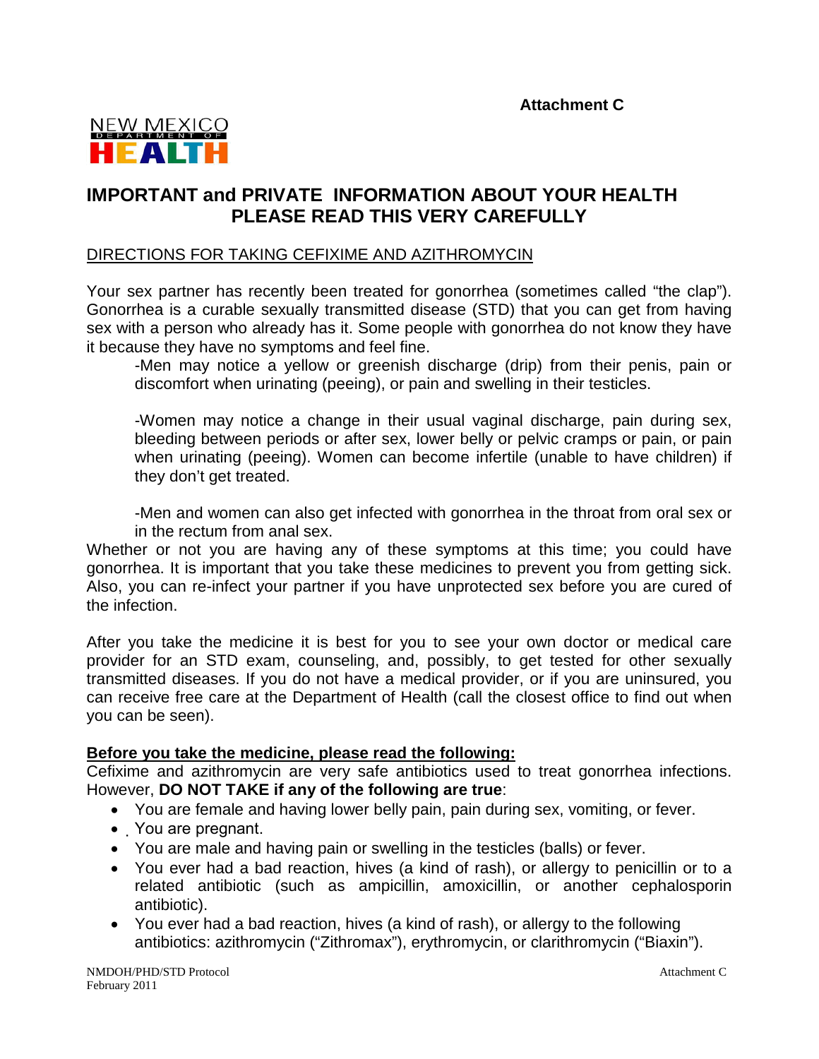**Attachment C**

NEW MEXICO DEPARTMENT OF HEALTH

# IMPORTANT and PRIVATE INFORMATION ABOUT YOUR HEALTH PLEASE READ THIS VERY CAREFULLY

DIRECTIONS FOR TAKING CEFIXIME AND AZITHROMYCIN

Your sex partner has recently been treated for gonorrhea (sometimes called "the clap"). Gonorrhea is a curable sexually transmitted disease (STD) that you can get from having sex with a person who already has it. Some people with gonorrhea do not know they have it because they have no symptoms and feel fine.

-Men may notice a yellow or greenish discharge (drip) from their penis, pain or discomfort when urinating (peeing), or pain and swelling in their testicles.

-Women may notice a change in their usual vaginal discharge, pain during sex, bleeding between periods or after sex, lower belly or pelvic cramps or pain, or pain when urinating (peeing). Women can become infertile (unable to have children) if they don't get treated.

-Men and women can also get infected with gonorrhea in the throat from oral sex or in the rectum from anal sex.

Whether or not you are having any of these symptoms at this time; you could have gonorrhea. It is important that you take these medicines to prevent you from getting sick. Also, you can re-infect your partner if you have unprotected sex before you are cured of the infection.

After you take the medicine it is best for you to see your own doctor or medical care provider for an STD exam, counseling, and, possibly, to get tested for other sexually transmitted diseases. If you do not have a medical provider, or if you are uninsured, you can receive free care at the Department of Health (call the closest office to find out when you can be seen).

**Before you take the medicine, please read the following:**

Cefixime and azithromycin are very safe antibiotics used to treat gonorrhea infections. However, **DO NOT TAKE if any of the following are true**:

- You are female and having lower belly pain, pain during sex, vomiting, or fever.
- You are pregnant.
- You are male and having pain or swelling in the testicles (balls) or fever.
- You ever had a bad reaction, hives (a kind of rash), or allergy to penicillin or to a related antibiotic (such as ampicillin, amoxicillin, or another cephalosporin antibiotic).
- You ever had a bad reaction, hives (a kind of rash), or allergy to the following antibiotics: azithromycin ("Zithromax"), erythromycin, or clarithromycin ("Biaxin").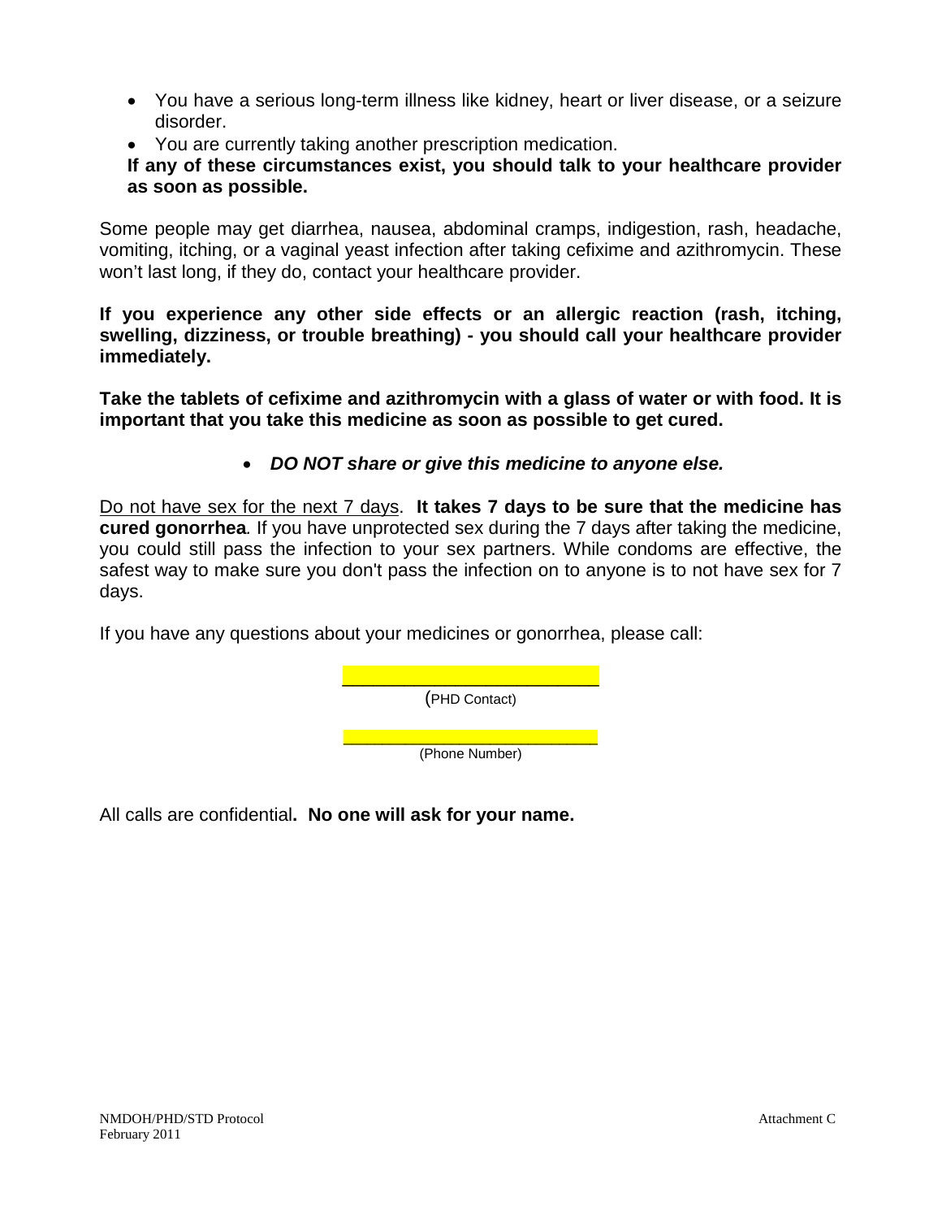- You have a serious long-term illness like kidney, heart or liver disease, or a seizure disorder.
- You are currently taking another prescription medication.

**If any of these circumstances exist, you should talk to your healthcare provider as soon as possible.**

Some people may get diarrhea, nausea, abdominal cramps, indigestion, rash, headache, vomiting, itching, or a vaginal yeast infection after taking cefixime and azithromycin. These won't last long, if they do, contact your healthcare provider.

**If you experience any other side effects or an allergic reaction (rash, itching, swelling, dizziness, or trouble breathing) - you should call your healthcare provider immediately.**

**Take the tablets of cefixime and azithromycin with a glass of water or with food. It is important that you take this medicine as soon as possible to get cured.**

- ***DO NOT share or give this medicine to anyone else.***

<u>Do not have sex for the next 7 days</u>. **It takes 7 days to be sure that the medicine has cured gonorrhea***.* If you have unprotected sex during the 7 days after taking the medicine, you could still pass the infection to your sex partners. While condoms are effective, the safest way to make sure you don't pass the infection on to anyone is to not have sex for 7 days.

If you have any questions about your medicines or gonorrhea, please call:

\_\_\_\_\_\_\_\_\_\_\_\_\_\_\_\_\_\_\_\_\_\_\_\_\_\_

(PHD Contact)

\_\_\_\_\_\_\_\_\_\_\_\_\_\_\_\_\_\_\_\_\_\_\_\_\_\_

(Phone Number)

All calls are confidential**. No one will ask for your name.**

NMDOH/PHD/STD Protocol
February 2011

Attachment C